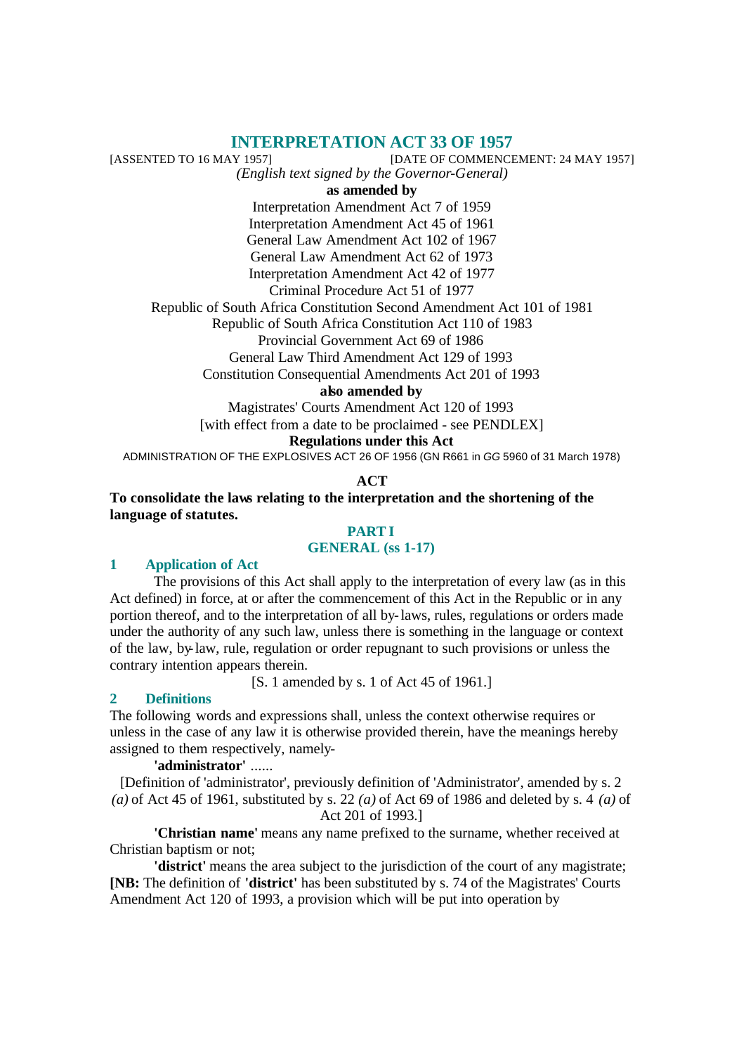# INTERPRETATION ACT 33 OF 1957

[ASSENTED TO 16 MAY 1957] [DATE OF COMMENCEMENT: 24 MAY 1957]

*(English text signed by the Governor-General)*

**as amended by**

Interpretation Amendment Act 7 of 1959
Interpretation Amendment Act 45 of 1961
General Law Amendment Act 102 of 1967
General Law Amendment Act 62 of 1973
Interpretation Amendment Act 42 of 1977
Criminal Procedure Act 51 of 1977
Republic of South Africa Constitution Second Amendment Act 101 of 1981
Republic of South Africa Constitution Act 110 of 1983
Provincial Government Act 69 of 1986
General Law Third Amendment Act 129 of 1993
Constitution Consequential Amendments Act 201 of 1993

**also amended by**

Magistrates' Courts Amendment Act 120 of 1993
[with effect from a date to be proclaimed - see PENDLEX]

**Regulations under this Act**

ADMINISTRATION OF THE EXPLOSIVES ACT 26 OF 1956 (GN R661 in *GG* 5960 of 31 March 1978)

**ACT**

**To consolidate the laws relating to the interpretation and the shortening of the language of statutes.**

## PART I
## GENERAL (ss 1-17)

### 1 Application of Act

The provisions of this Act shall apply to the interpretation of every law (as in this Act defined) in force, at or after the commencement of this Act in the Republic or in any portion thereof, and to the interpretation of all by-laws, rules, regulations or orders made under the authority of any such law, unless there is something in the language or context of the law, by-law, rule, regulation or order repugnant to such provisions or unless the contrary intention appears therein.

[S. 1 amended by s. 1 of Act 45 of 1961.]

### 2 Definitions

The following words and expressions shall, unless the context otherwise requires or unless in the case of any law it is otherwise provided therein, have the meanings hereby assigned to them respectively, namely-

**'administrator'** ......

[Definition of 'administrator', previously definition of 'Administrator', amended by s. 2 *(a)* of Act 45 of 1961, substituted by s. 22 *(a)* of Act 69 of 1986 and deleted by s. 4 *(a)* of Act 201 of 1993.]

**'Christian name'** means any name prefixed to the surname, whether received at Christian baptism or not;

**'district'** means the area subject to the jurisdiction of the court of any magistrate;

**[NB:** The definition of **'district'** has been substituted by s. 74 of the Magistrates' Courts Amendment Act 120 of 1993, a provision which will be put into operation by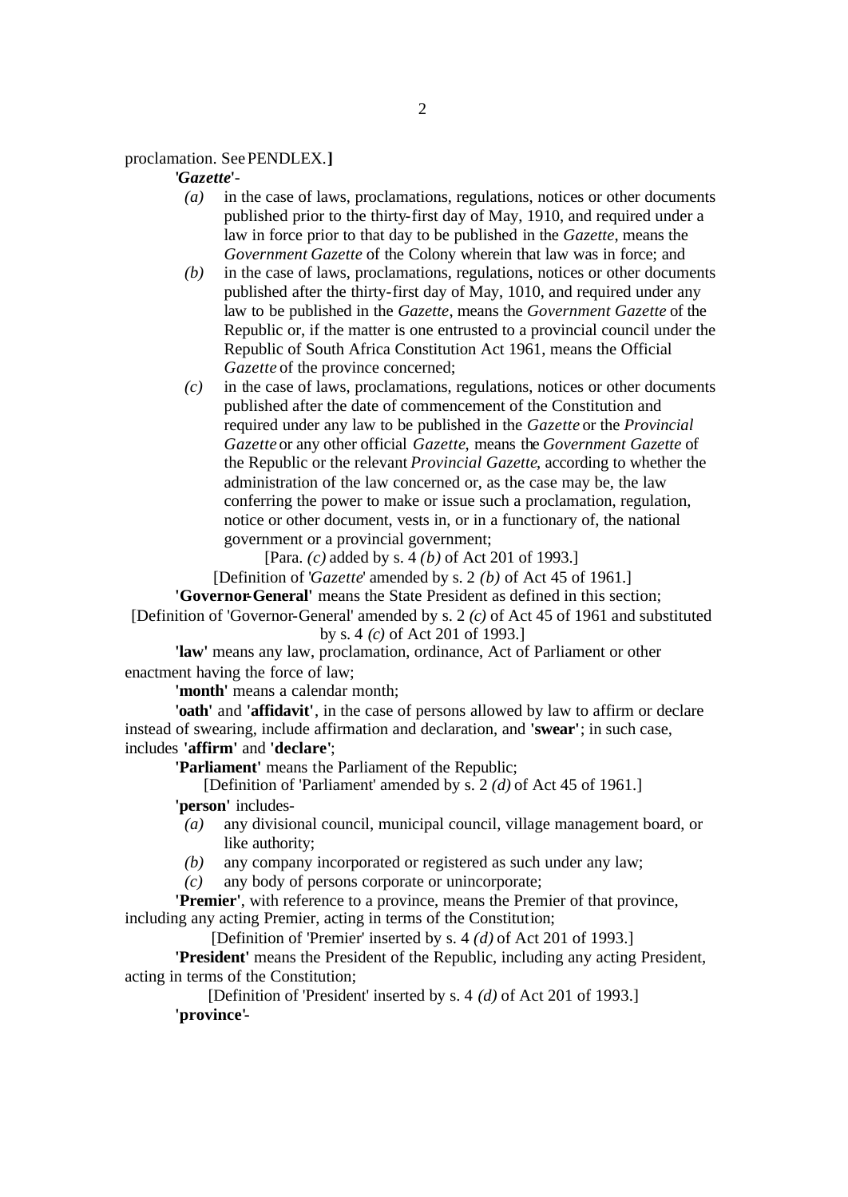proclamation. See PENDLEX.**]**

***'Gazette'***-

*(a)* in the case of laws, proclamations, regulations, notices or other documents published prior to the thirty-first day of May, 1910, and required under a law in force prior to that day to be published in the *Gazette*, means the *Government Gazette* of the Colony wherein that law was in force; and

*(b)* in the case of laws, proclamations, regulations, notices or other documents published after the thirty-first day of May, 1010, and required under any law to be published in the *Gazette*, means the *Government Gazette* of the Republic or, if the matter is one entrusted to a provincial council under the Republic of South Africa Constitution Act 1961, means the Official *Gazette* of the province concerned;

*(c)* in the case of laws, proclamations, regulations, notices or other documents published after the date of commencement of the Constitution and required under any law to be published in the *Gazette* or the *Provincial Gazette* or any other official *Gazette*, means the *Government Gazette* of the Republic or the relevant *Provincial Gazette*, according to whether the administration of the law concerned or, as the case may be, the law conferring the power to make or issue such a proclamation, regulation, notice or other document, vests in, or in a functionary of, the national government or a provincial government;

[Para. *(c)* added by s. 4 *(b)* of Act 201 of 1993.]

[Definition of '*Gazette*' amended by s. 2 *(b)* of Act 45 of 1961.]

**'Governor-General'** means the State President as defined in this section;

[Definition of 'Governor-General' amended by s. 2 *(c)* of Act 45 of 1961 and substituted by s. 4 *(c)* of Act 201 of 1993.]

**'law'** means any law, proclamation, ordinance, Act of Parliament or other enactment having the force of law;

**'month'** means a calendar month;

**'oath'** and **'affidavit'**, in the case of persons allowed by law to affirm or declare instead of swearing, include affirmation and declaration, and **'swear'**; in such case, includes **'affirm'** and **'declare'**;

**'Parliament'** means the Parliament of the Republic;

[Definition of 'Parliament' amended by s. 2 *(d)* of Act 45 of 1961.]

**'person'** includes-

*(a)* any divisional council, municipal council, village management board, or like authority;

*(b)* any company incorporated or registered as such under any law;

*(c)* any body of persons corporate or unincorporate;

**'Premier'**, with reference to a province, means the Premier of that province, including any acting Premier, acting in terms of the Constitution;

[Definition of 'Premier' inserted by s. 4 *(d)* of Act 201 of 1993.]

**'President'** means the President of the Republic, including any acting President, acting in terms of the Constitution;

[Definition of 'President' inserted by s. 4 *(d)* of Act 201 of 1993.]

**'province'**-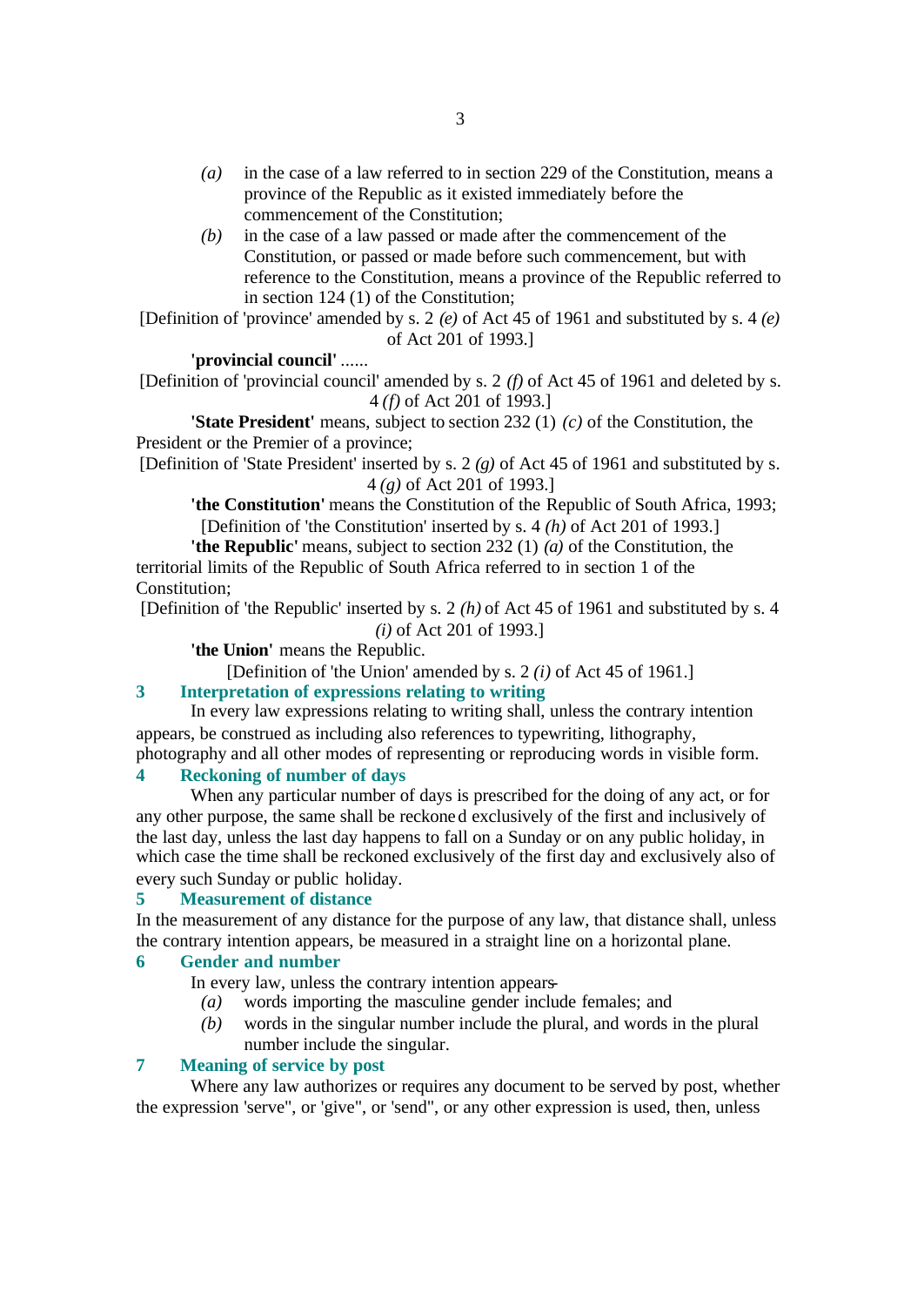*(a)* in the case of a law referred to in section 229 of the Constitution, means a province of the Republic as it existed immediately before the commencement of the Constitution;

*(b)* in the case of a law passed or made after the commencement of the Constitution, or passed or made before such commencement, but with reference to the Constitution, means a province of the Republic referred to in section 124 (1) of the Constitution;

[Definition of 'province' amended by s. 2 *(e)* of Act 45 of 1961 and substituted by s. 4 *(e)* of Act 201 of 1993.]

**'provincial council'** ......

[Definition of 'provincial council' amended by s. 2 *(f)* of Act 45 of 1961 and deleted by s. 4 *(f)* of Act 201 of 1993.]

**'State President'** means, subject to section 232 (1) *(c)* of the Constitution, the President or the Premier of a province;

[Definition of 'State President' inserted by s. 2 *(g)* of Act 45 of 1961 and substituted by s. 4 *(g)* of Act 201 of 1993.]

**'the Constitution'** means the Constitution of the Republic of South Africa, 1993;

[Definition of 'the Constitution' inserted by s. 4 *(h)* of Act 201 of 1993.]

**'the Republic'** means, subject to section 232 (1) *(a)* of the Constitution, the territorial limits of the Republic of South Africa referred to in section 1 of the Constitution;

[Definition of 'the Republic' inserted by s. 2 *(h)* of Act 45 of 1961 and substituted by s. 4 *(i)* of Act 201 of 1993.]

**'the Union'** means the Republic.

[Definition of 'the Union' amended by s. 2 *(i)* of Act 45 of 1961.]

## 3 Interpretation of expressions relating to writing

In every law expressions relating to writing shall, unless the contrary intention appears, be construed as including also references to typewriting, lithography, photography and all other modes of representing or reproducing words in visible form.

## 4 Reckoning of number of days

When any particular number of days is prescribed for the doing of any act, or for any other purpose, the same shall be reckoned exclusively of the first and inclusively of the last day, unless the last day happens to fall on a Sunday or on any public holiday, in which case the time shall be reckoned exclusively of the first day and exclusively also of every such Sunday or public holiday.

## 5 Measurement of distance

In the measurement of any distance for the purpose of any law, that distance shall, unless the contrary intention appears, be measured in a straight line on a horizontal plane.

## 6 Gender and number

In every law, unless the contrary intention appears-

*(a)* words importing the masculine gender include females; and

*(b)* words in the singular number include the plural, and words in the plural number include the singular.

## 7 Meaning of service by post

Where any law authorizes or requires any document to be served by post, whether the expression 'serve", or 'give", or 'send", or any other expression is used, then, unless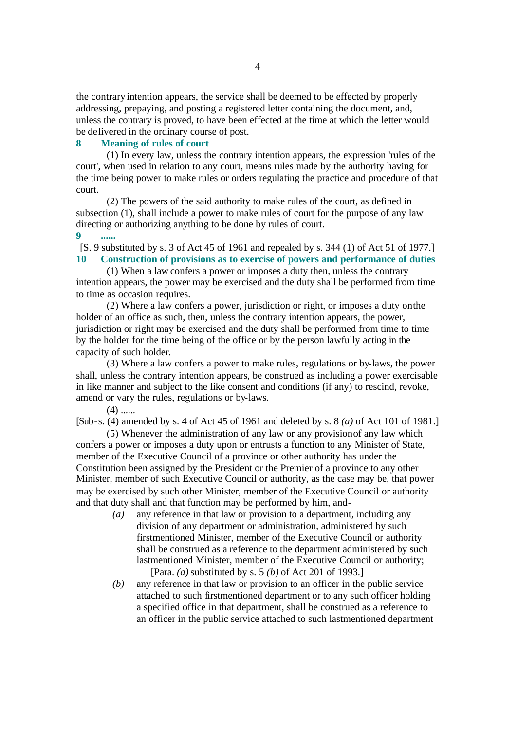the contrary intention appears, the service shall be deemed to be effected by properly addressing, prepaying, and posting a registered letter containing the document, and, unless the contrary is proved, to have been effected at the time at which the letter would be delivered in the ordinary course of post.

### 8 Meaning of rules of court

(1) In every law, unless the contrary intention appears, the expression 'rules of the court', when used in relation to any court, means rules made by the authority having for the time being power to make rules or orders regulating the practice and procedure of that court.

(2) The powers of the said authority to make rules of the court, as defined in subsection (1), shall include a power to make rules of court for the purpose of any law directing or authorizing anything to be done by rules of court.

### 9 ......

[S. 9 substituted by s. 3 of Act 45 of 1961 and repealed by s. 344 (1) of Act 51 of 1977.]

### 10 Construction of provisions as to exercise of powers and performance of duties

(1) When a law confers a power or imposes a duty then, unless the contrary intention appears, the power may be exercised and the duty shall be performed from time to time as occasion requires.

(2) Where a law confers a power, jurisdiction or right, or imposes a duty onthe holder of an office as such, then, unless the contrary intention appears, the power, jurisdiction or right may be exercised and the duty shall be performed from time to time by the holder for the time being of the office or by the person lawfully acting in the capacity of such holder.

(3) Where a law confers a power to make rules, regulations or by-laws, the power shall, unless the contrary intention appears, be construed as including a power exercisable in like manner and subject to the like consent and conditions (if any) to rescind, revoke, amend or vary the rules, regulations or by-laws.

(4) ......

[Sub-s. (4) amended by s. 4 of Act 45 of 1961 and deleted by s. 8 *(a)* of Act 101 of 1981.]

(5) Whenever the administration of any law or any provisionof any law which confers a power or imposes a duty upon or entrusts a function to any Minister of State, member of the Executive Council of a province or other authority has under the Constitution been assigned by the President or the Premier of a province to any other Minister, member of such Executive Council or authority, as the case may be, that power may be exercised by such other Minister, member of the Executive Council or authority and that duty shall and that function may be performed by him, and-

*(a)* any reference in that law or provision to a department, including any division of any department or administration, administered by such firstmentioned Minister, member of the Executive Council or authority shall be construed as a reference to the department administered by such lastmentioned Minister, member of the Executive Council or authority;

[Para. *(a)* substituted by s. 5 *(b)* of Act 201 of 1993.]

*(b)* any reference in that law or provision to an officer in the public service attached to such firstmentioned department or to any such officer holding a specified office in that department, shall be construed as a reference to an officer in the public service attached to such lastmentioned department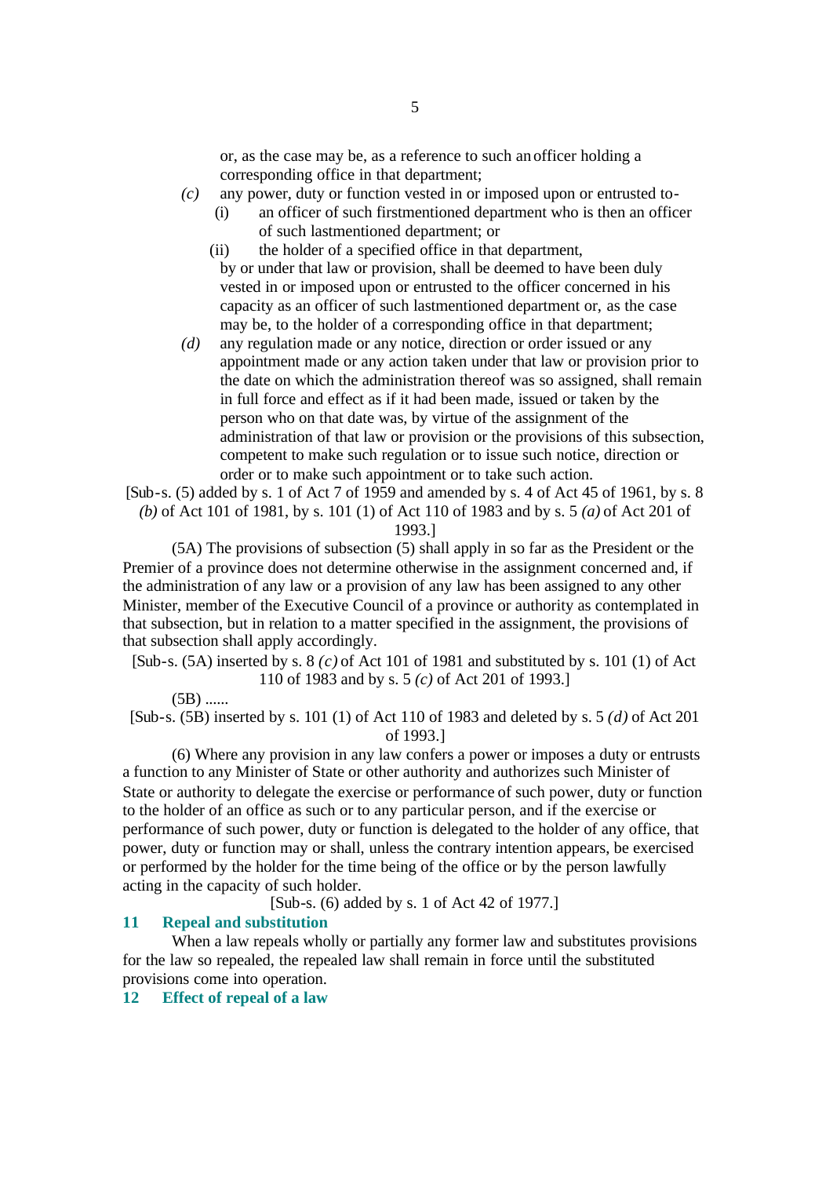or, as the case may be, as a reference to such an officer holding a corresponding office in that department;

*(c)* any power, duty or function vested in or imposed upon or entrusted to-

(i) an officer of such firstmentioned department who is then an officer of such lastmentioned department; or

(ii) the holder of a specified office in that department,

by or under that law or provision, shall be deemed to have been duly vested in or imposed upon or entrusted to the officer concerned in his capacity as an officer of such lastmentioned department or, as the case may be, to the holder of a corresponding office in that department;

*(d)* any regulation made or any notice, direction or order issued or any appointment made or any action taken under that law or provision prior to the date on which the administration thereof was so assigned, shall remain in full force and effect as if it had been made, issued or taken by the person who on that date was, by virtue of the assignment of the administration of that law or provision or the provisions of this subsection, competent to make such regulation or to issue such notice, direction or order or to make such appointment or to take such action.

[Sub-s. (5) added by s. 1 of Act 7 of 1959 and amended by s. 4 of Act 45 of 1961, by s. 8 *(b)* of Act 101 of 1981, by s. 101 (1) of Act 110 of 1983 and by s. 5 *(a)* of Act 201 of 1993.]

(5A) The provisions of subsection (5) shall apply in so far as the President or the Premier of a province does not determine otherwise in the assignment concerned and, if the administration of any law or a provision of any law has been assigned to any other Minister, member of the Executive Council of a province or authority as contemplated in that subsection, but in relation to a matter specified in the assignment, the provisions of that subsection shall apply accordingly.

[Sub-s. (5A) inserted by s. 8 *(c)* of Act 101 of 1981 and substituted by s. 101 (1) of Act 110 of 1983 and by s. 5 *(c)* of Act 201 of 1993.]

(5B) ......

[Sub-s. (5B) inserted by s. 101 (1) of Act 110 of 1983 and deleted by s. 5 *(d)* of Act 201 of 1993.]

(6) Where any provision in any law confers a power or imposes a duty or entrusts a function to any Minister of State or other authority and authorizes such Minister of State or authority to delegate the exercise or performance of such power, duty or function to the holder of an office as such or to any particular person, and if the exercise or performance of such power, duty or function is delegated to the holder of any office, that power, duty or function may or shall, unless the contrary intention appears, be exercised or performed by the holder for the time being of the office or by the person lawfully acting in the capacity of such holder.

[Sub-s. (6) added by s. 1 of Act 42 of 1977.]

**11 Repeal and substitution**

When a law repeals wholly or partially any former law and substitutes provisions for the law so repealed, the repealed law shall remain in force until the substituted provisions come into operation.

**12 Effect of repeal of a law**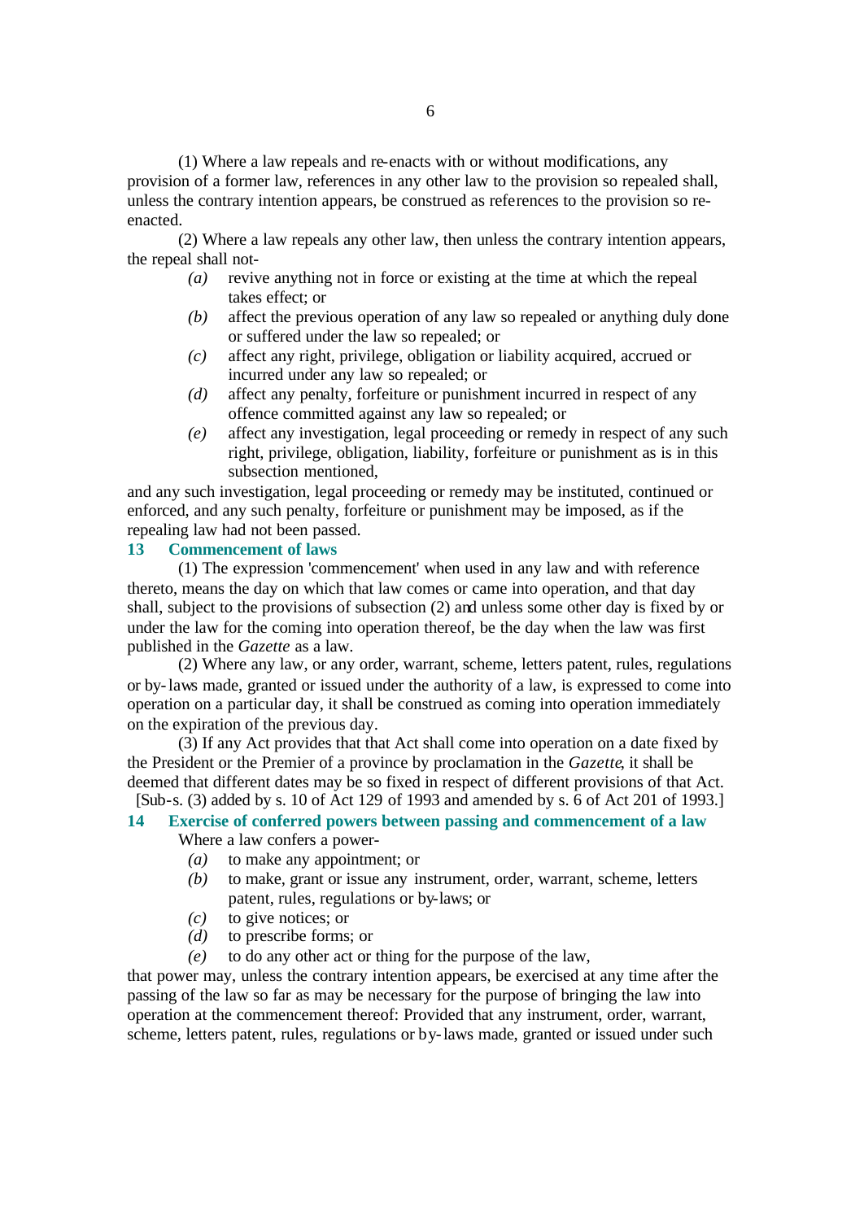(1) Where a law repeals and re-enacts with or without modifications, any provision of a former law, references in any other law to the provision so repealed shall, unless the contrary intention appears, be construed as references to the provision so re-enacted.

(2) Where a law repeals any other law, then unless the contrary intention appears, the repeal shall not-

- *(a)* revive anything not in force or existing at the time at which the repeal takes effect; or
- *(b)* affect the previous operation of any law so repealed or anything duly done or suffered under the law so repealed; or
- *(c)* affect any right, privilege, obligation or liability acquired, accrued or incurred under any law so repealed; or
- *(d)* affect any penalty, forfeiture or punishment incurred in respect of any offence committed against any law so repealed; or
- *(e)* affect any investigation, legal proceeding or remedy in respect of any such right, privilege, obligation, liability, forfeiture or punishment as is in this subsection mentioned,

and any such investigation, legal proceeding or remedy may be instituted, continued or enforced, and any such penalty, forfeiture or punishment may be imposed, as if the repealing law had not been passed.

### 13 Commencement of laws

(1) The expression 'commencement' when used in any law and with reference thereto, means the day on which that law comes or came into operation, and that day shall, subject to the provisions of subsection (2) and unless some other day is fixed by or under the law for the coming into operation thereof, be the day when the law was first published in the *Gazette* as a law.

(2) Where any law, or any order, warrant, scheme, letters patent, rules, regulations or by-laws made, granted or issued under the authority of a law, is expressed to come into operation on a particular day, it shall be construed as coming into operation immediately on the expiration of the previous day.

(3) If any Act provides that that Act shall come into operation on a date fixed by the President or the Premier of a province by proclamation in the *Gazette*, it shall be deemed that different dates may be so fixed in respect of different provisions of that Act.

[Sub-s. (3) added by s. 10 of Act 129 of 1993 and amended by s. 6 of Act 201 of 1993.]

### 14 Exercise of conferred powers between passing and commencement of a law

Where a law confers a power-

- *(a)* to make any appointment; or
- *(b)* to make, grant or issue any instrument, order, warrant, scheme, letters patent, rules, regulations or by-laws; or
- *(c)* to give notices; or
- *(d)* to prescribe forms; or
- *(e)* to do any other act or thing for the purpose of the law,

that power may, unless the contrary intention appears, be exercised at any time after the passing of the law so far as may be necessary for the purpose of bringing the law into operation at the commencement thereof: Provided that any instrument, order, warrant, scheme, letters patent, rules, regulations or by-laws made, granted or issued under such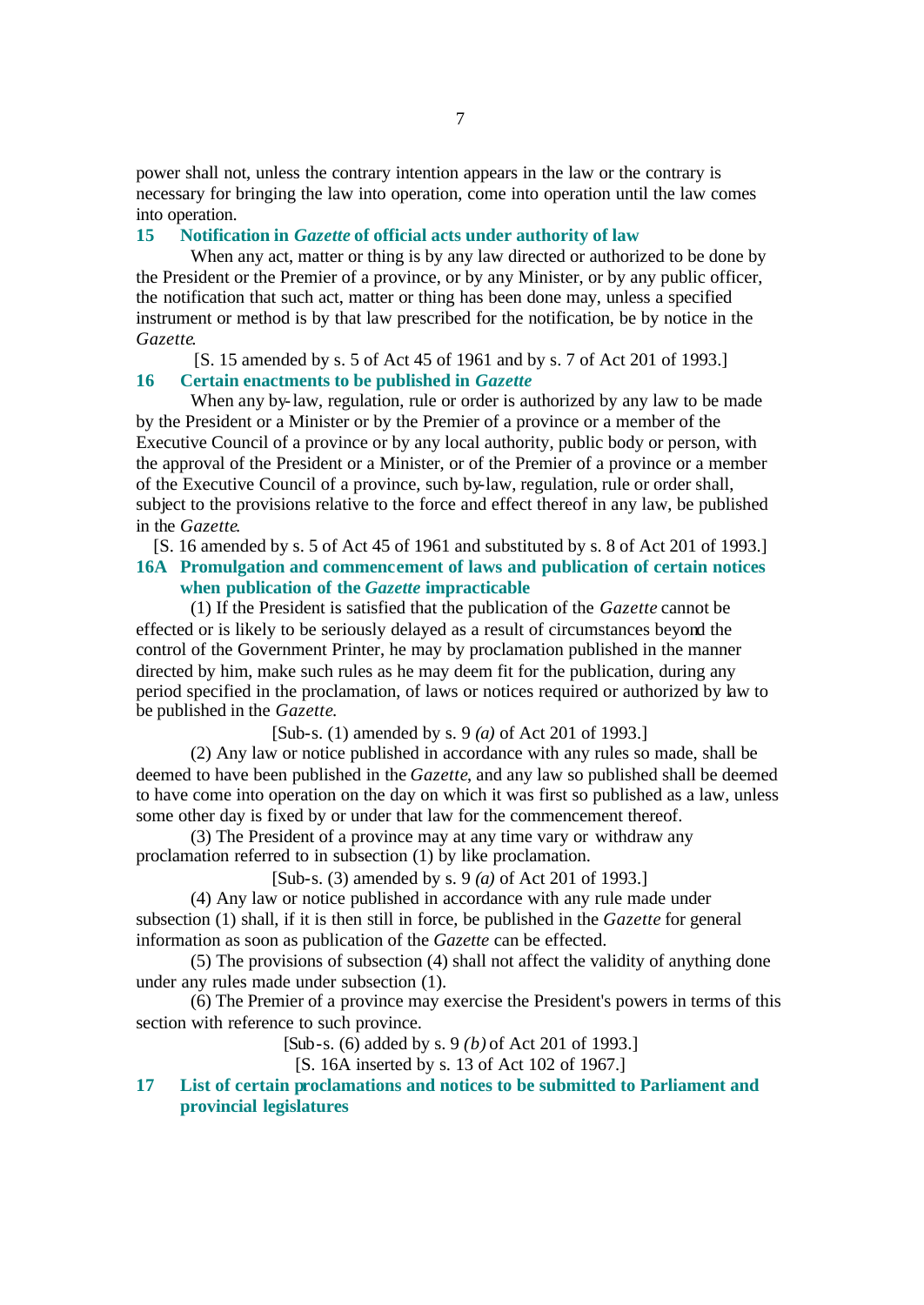power shall not, unless the contrary intention appears in the law or the contrary is necessary for bringing the law into operation, come into operation until the law comes into operation.

### 15 Notification in *Gazette* of official acts under authority of law

When any act, matter or thing is by any law directed or authorized to be done by the President or the Premier of a province, or by any Minister, or by any public officer, the notification that such act, matter or thing has been done may, unless a specified instrument or method is by that law prescribed for the notification, be by notice in the *Gazette*.

[S. 15 amended by s. 5 of Act 45 of 1961 and by s. 7 of Act 201 of 1993.]

### 16 Certain enactments to be published in *Gazette*

When any by-law, regulation, rule or order is authorized by any law to be made by the President or a Minister or by the Premier of a province or a member of the Executive Council of a province or by any local authority, public body or person, with the approval of the President or a Minister, or of the Premier of a province or a member of the Executive Council of a province, such by-law, regulation, rule or order shall, subject to the provisions relative to the force and effect thereof in any law, be published in the *Gazette*.

[S. 16 amended by s. 5 of Act 45 of 1961 and substituted by s. 8 of Act 201 of 1993.]

### 16A Promulgation and commencement of laws and publication of certain notices when publication of the *Gazette* impracticable

(1) If the President is satisfied that the publication of the *Gazette* cannot be effected or is likely to be seriously delayed as a result of circumstances beyond the control of the Government Printer, he may by proclamation published in the manner directed by him, make such rules as he may deem fit for the publication, during any period specified in the proclamation, of laws or notices required or authorized by law to be published in the *Gazette*.

[Sub-s. (1) amended by s. 9 *(a)* of Act 201 of 1993.]

(2) Any law or notice published in accordance with any rules so made, shall be deemed to have been published in the *Gazette*, and any law so published shall be deemed to have come into operation on the day on which it was first so published as a law, unless some other day is fixed by or under that law for the commencement thereof.

(3) The President of a province may at any time vary or withdraw any proclamation referred to in subsection (1) by like proclamation.

[Sub-s. (3) amended by s. 9 *(a)* of Act 201 of 1993.]

(4) Any law or notice published in accordance with any rule made under subsection (1) shall, if it is then still in force, be published in the *Gazette* for general information as soon as publication of the *Gazette* can be effected.

(5) The provisions of subsection (4) shall not affect the validity of anything done under any rules made under subsection (1).

(6) The Premier of a province may exercise the President's powers in terms of this section with reference to such province.

[Sub-s. (6) added by s. 9 *(b)* of Act 201 of 1993.]

[S. 16A inserted by s. 13 of Act 102 of 1967.]

### 17 List of certain proclamations and notices to be submitted to Parliament and provincial legislatures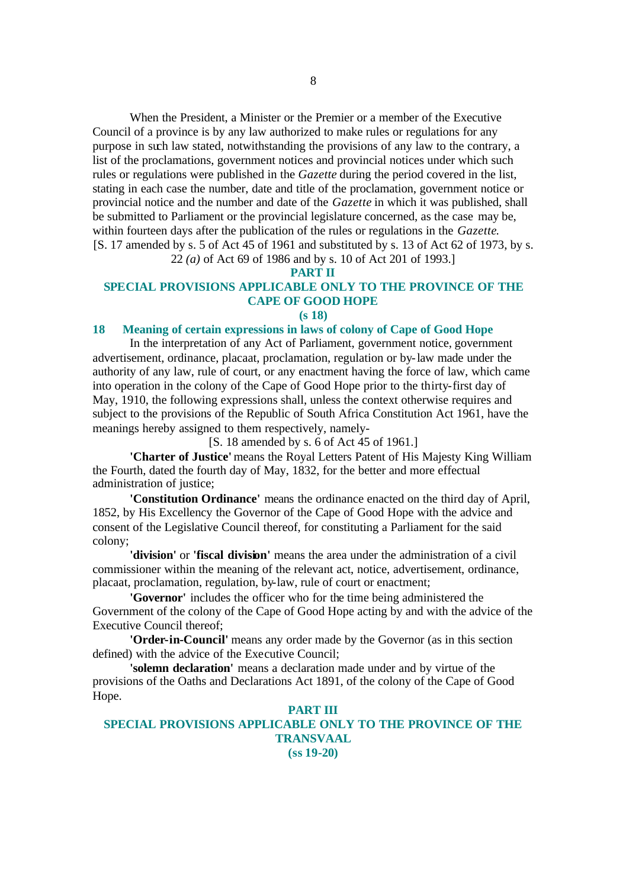When the President, a Minister or the Premier or a member of the Executive Council of a province is by any law authorized to make rules or regulations for any purpose in such law stated, notwithstanding the provisions of any law to the contrary, a list of the proclamations, government notices and provincial notices under which such rules or regulations were published in the *Gazette* during the period covered in the list, stating in each case the number, date and title of the proclamation, government notice or provincial notice and the number and date of the *Gazette* in which it was published, shall be submitted to Parliament or the provincial legislature concerned, as the case may be, within fourteen days after the publication of the rules or regulations in the *Gazette*.

[S. 17 amended by s. 5 of Act 45 of 1961 and substituted by s. 13 of Act 62 of 1973, by s. 22 *(a)* of Act 69 of 1986 and by s. 10 of Act 201 of 1993.]

## PART II
## SPECIAL PROVISIONS APPLICABLE ONLY TO THE PROVINCE OF THE CAPE OF GOOD HOPE
**(s 18)**

### 18 Meaning of certain expressions in laws of colony of Cape of Good Hope

In the interpretation of any Act of Parliament, government notice, government advertisement, ordinance, placaat, proclamation, regulation or by-law made under the authority of any law, rule of court, or any enactment having the force of law, which came into operation in the colony of the Cape of Good Hope prior to the thirty-first day of May, 1910, the following expressions shall, unless the context otherwise requires and subject to the provisions of the Republic of South Africa Constitution Act 1961, have the meanings hereby assigned to them respectively, namely-

[S. 18 amended by s. 6 of Act 45 of 1961.]

**'Charter of Justice'** means the Royal Letters Patent of His Majesty King William the Fourth, dated the fourth day of May, 1832, for the better and more effectual administration of justice;

**'Constitution Ordinance'** means the ordinance enacted on the third day of April, 1852, by His Excellency the Governor of the Cape of Good Hope with the advice and consent of the Legislative Council thereof, for constituting a Parliament for the said colony;

**'division'** or **'fiscal division'** means the area under the administration of a civil commissioner within the meaning of the relevant act, notice, advertisement, ordinance, placaat, proclamation, regulation, by-law, rule of court or enactment;

**'Governor'** includes the officer who for the time being administered the Government of the colony of the Cape of Good Hope acting by and with the advice of the Executive Council thereof;

**'Order-in-Council'** means any order made by the Governor (as in this section defined) with the advice of the Executive Council;

**'solemn declaration'** means a declaration made under and by virtue of the provisions of the Oaths and Declarations Act 1891, of the colony of the Cape of Good Hope.

## PART III
## SPECIAL PROVISIONS APPLICABLE ONLY TO THE PROVINCE OF THE TRANSVAAL
**(ss 19-20)**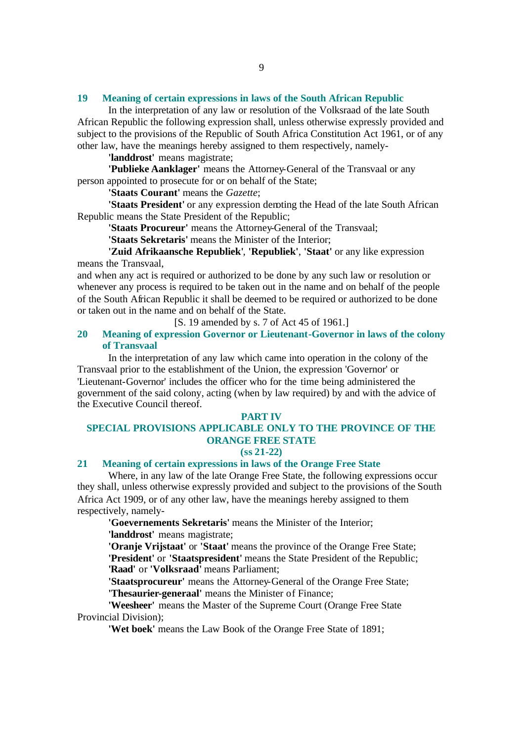### 19 Meaning of certain expressions in laws of the South African Republic

In the interpretation of any law or resolution of the Volksraad of the late South African Republic the following expression shall, unless otherwise expressly provided and subject to the provisions of the Republic of South Africa Constitution Act 1961, or of any other law, have the meanings hereby assigned to them respectively, namely-

**'landdrost'** means magistrate;

**'Publieke Aanklager'** means the Attorney-General of the Transvaal or any person appointed to prosecute for or on behalf of the State;

**'Staats Courant'** means the *Gazette*;

**'Staats President'** or any expression denoting the Head of the late South African Republic means the State President of the Republic;

**'Staats Procureur'** means the Attorney-General of the Transvaal;

**'Staats Sekretaris'** means the Minister of the Interior;

**'Zuid Afrikaansche Republiek'**, **'Republiek'**, **'Staat'** or any like expression means the Transvaal,

and when any act is required or authorized to be done by any such law or resolution or whenever any process is required to be taken out in the name and on behalf of the people of the South African Republic it shall be deemed to be required or authorized to be done or taken out in the name and on behalf of the State.

[S. 19 amended by s. 7 of Act 45 of 1961.]

### 20 Meaning of expression Governor or Lieutenant-Governor in laws of the colony of Transvaal

In the interpretation of any law which came into operation in the colony of the Transvaal prior to the establishment of the Union, the expression 'Governor' or 'Lieutenant-Governor' includes the officer who for the time being administered the government of the said colony, acting (when by law required) by and with the advice of the Executive Council thereof.

## PART IV
## SPECIAL PROVISIONS APPLICABLE ONLY TO THE PROVINCE OF THE ORANGE FREE STATE
## (ss 21-22)

### 21 Meaning of certain expressions in laws of the Orange Free State

Where, in any law of the late Orange Free State, the following expressions occur they shall, unless otherwise expressly provided and subject to the provisions of the South Africa Act 1909, or of any other law, have the meanings hereby assigned to them respectively, namely-

**'Goevernements Sekretaris'** means the Minister of the Interior;

**'landdrost'** means magistrate;

**'Oranje Vrijstaat'** or **'Staat'** means the province of the Orange Free State;

**'President'** or **'Staatspresident'** means the State President of the Republic;

**'Raad'** or **'Volksraad'** means Parliament;

**'Staatsprocureur'** means the Attorney-General of the Orange Free State;

**'Thesaurier-generaal'** means the Minister of Finance;

**'Weesheer'** means the Master of the Supreme Court (Orange Free State Provincial Division);

**'Wet boek'** means the Law Book of the Orange Free State of 1891;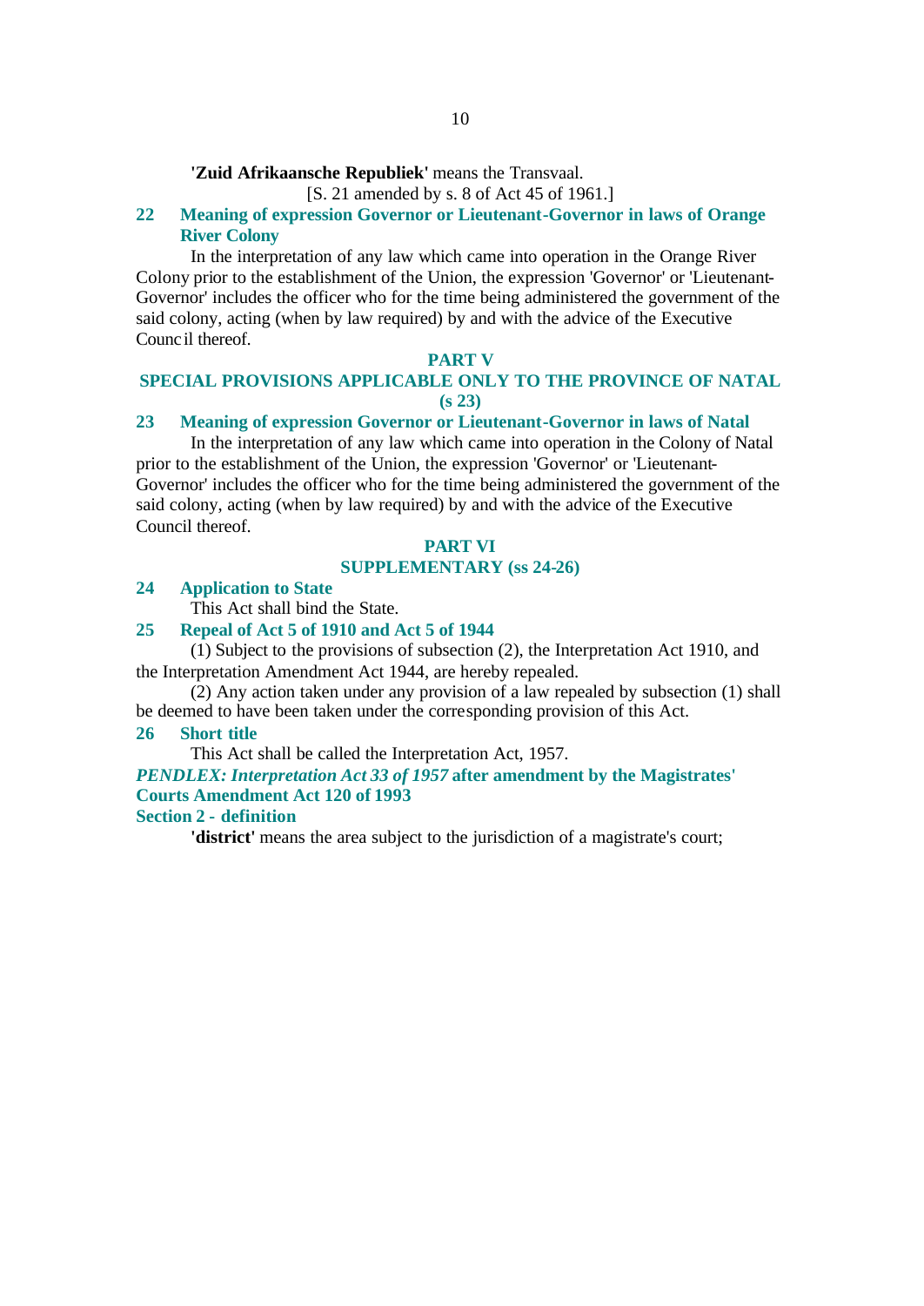**'Zuid Afrikaansche Republiek'** means the Transvaal.

[S. 21 amended by s. 8 of Act 45 of 1961.]

### 22 Meaning of expression Governor or Lieutenant-Governor in laws of Orange River Colony

In the interpretation of any law which came into operation in the Orange River Colony prior to the establishment of the Union, the expression 'Governor' or 'Lieutenant-Governor' includes the officer who for the time being administered the government of the said colony, acting (when by law required) by and with the advice of the Executive Council thereof.

## PART V
## SPECIAL PROVISIONS APPLICABLE ONLY TO THE PROVINCE OF NATAL (s 23)

### 23 Meaning of expression Governor or Lieutenant-Governor in laws of Natal

In the interpretation of any law which came into operation in the Colony of Natal prior to the establishment of the Union, the expression 'Governor' or 'Lieutenant-Governor' includes the officer who for the time being administered the government of the said colony, acting (when by law required) by and with the advice of the Executive Council thereof.

## PART VI
## SUPPLEMENTARY (ss 24-26)

### 24 Application to State

This Act shall bind the State.

### 25 Repeal of Act 5 of 1910 and Act 5 of 1944

(1) Subject to the provisions of subsection (2), the Interpretation Act 1910, and the Interpretation Amendment Act 1944, are hereby repealed.

(2) Any action taken under any provision of a law repealed by subsection (1) shall be deemed to have been taken under the corresponding provision of this Act.

### 26 Short title

This Act shall be called the Interpretation Act, 1957.

### *PENDLEX: Interpretation Act 33 of 1957* after amendment by the Magistrates' Courts Amendment Act 120 of 1993

### Section 2 - definition

**'district'** means the area subject to the jurisdiction of a magistrate's court;